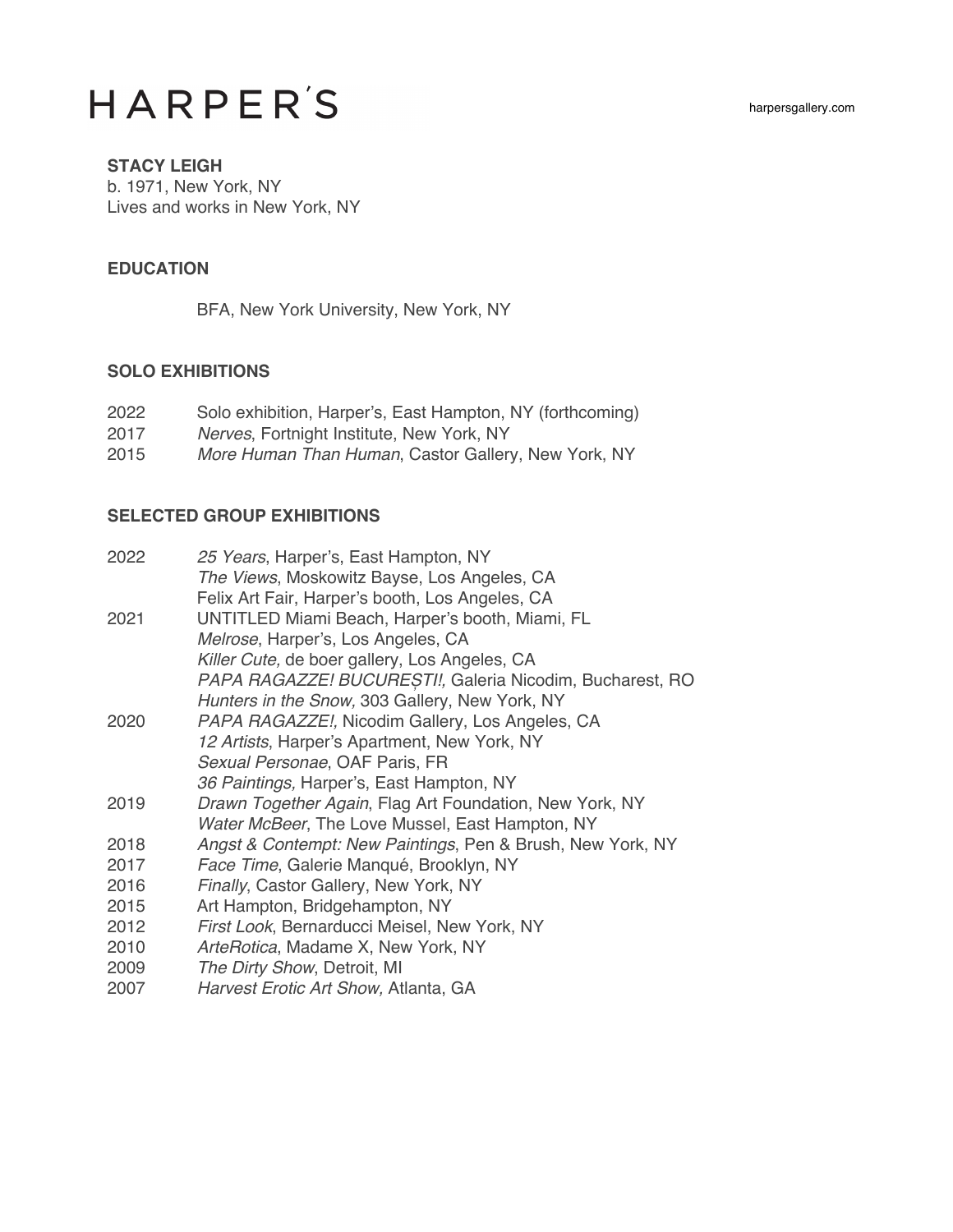# HARPER′S

harpersgallery.com

**STACY LEIGH**
b. 1971, New York, NY
Lives and works in New York, NY

## EDUCATION

BFA, New York University, New York, NY

## SOLO EXHIBITIONS

2022 Solo exhibition, Harper's, East Hampton, NY (forthcoming)
2017 *Nerves*, Fortnight Institute, New York, NY
2015 *More Human Than Human*, Castor Gallery, New York, NY

## SELECTED GROUP EXHIBITIONS

2022 *25 Years*, Harper's, East Hampton, NY
*The Views*, Moskowitz Bayse, Los Angeles, CA
Felix Art Fair, Harper's booth, Los Angeles, CA
2021 UNTITLED Miami Beach, Harper's booth, Miami, FL
*Melrose*, Harper's, Los Angeles, CA
*Killer Cute,* de boer gallery, Los Angeles, CA
*PAPA RAGAZZE! BUCUREȘTI!,* Galeria Nicodim, Bucharest, RO
*Hunters in the Snow,* 303 Gallery, New York, NY
2020 *PAPA RAGAZZE!,* Nicodim Gallery, Los Angeles, CA
*12 Artists*, Harper's Apartment, New York, NY
*Sexual Personae*, OAF Paris, FR
*36 Paintings,* Harper's, East Hampton, NY
2019 *Drawn Together Again*, Flag Art Foundation, New York, NY
*Water McBeer*, The Love Mussel, East Hampton, NY
2018 *Angst & Contempt: New Paintings*, Pen & Brush, New York, NY
2017 *Face Time*, Galerie Manqué, Brooklyn, NY
2016 *Finally*, Castor Gallery, New York, NY
2015 Art Hampton, Bridgehampton, NY
2012 *First Look*, Bernarducci Meisel, New York, NY
2010 *ArteRotica*, Madame X, New York, NY
2009 *The Dirty Show*, Detroit, MI
2007 *Harvest Erotic Art Show,* Atlanta, GA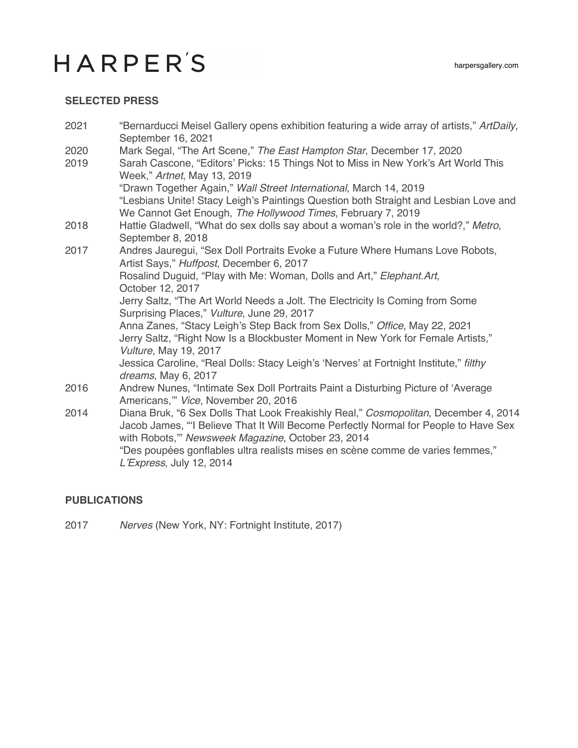# HARPER'S

harpersgallery.com

## SELECTED PRESS

2021 "Bernarducci Meisel Gallery opens exhibition featuring a wide array of artists," *ArtDaily*, September 16, 2021

2020 Mark Segal, "The Art Scene," *The East Hampton Star*, December 17, 2020

2019 Sarah Cascone, "Editors' Picks: 15 Things Not to Miss in New York's Art World This Week," *Artnet*, May 13, 2019
"Drawn Together Again," *Wall Street International*, March 14, 2019
"Lesbians Unite! Stacy Leigh's Paintings Question both Straight and Lesbian Love and We Cannot Get Enough, *The Hollywood Times*, February 7, 2019

2018 Hattie Gladwell, "What do sex dolls say about a woman's role in the world?," *Metro*, September 8, 2018

2017 Andres Jauregui, "Sex Doll Portraits Evoke a Future Where Humans Love Robots, Artist Says," *Huffpost*, December 6, 2017
Rosalind Duguid, "Play with Me: Woman, Dolls and Art," *Elephant.Art*, October 12, 2017
Jerry Saltz, "The Art World Needs a Jolt. The Electricity Is Coming from Some Surprising Places," *Vulture*, June 29, 2017
Anna Zanes, "Stacy Leigh's Step Back from Sex Dolls," *Office*, May 22, 2021
Jerry Saltz, "Right Now Is a Blockbuster Moment in New York for Female Artists," *Vulture*, May 19, 2017
Jessica Caroline, "Real Dolls: Stacy Leigh's 'Nerves' at Fortnight Institute," *filthy dreams*, May 6, 2017

2016 Andrew Nunes, "Intimate Sex Doll Portraits Paint a Disturbing Picture of 'Average Americans,'" *Vice*, November 20, 2016

2014 Diana Bruk, "6 Sex Dolls That Look Freakishly Real," *Cosmopolitan*, December 4, 2014
Jacob James, "'I Believe That It Will Become Perfectly Normal for People to Have Sex with Robots,'" *Newsweek Magazine*, October 23, 2014
"Des poupées gonflables ultra realists mises en scène comme de varies femmes," *L'Express*, July 12, 2014

## PUBLICATIONS

2017 *Nerves* (New York, NY: Fortnight Institute, 2017)